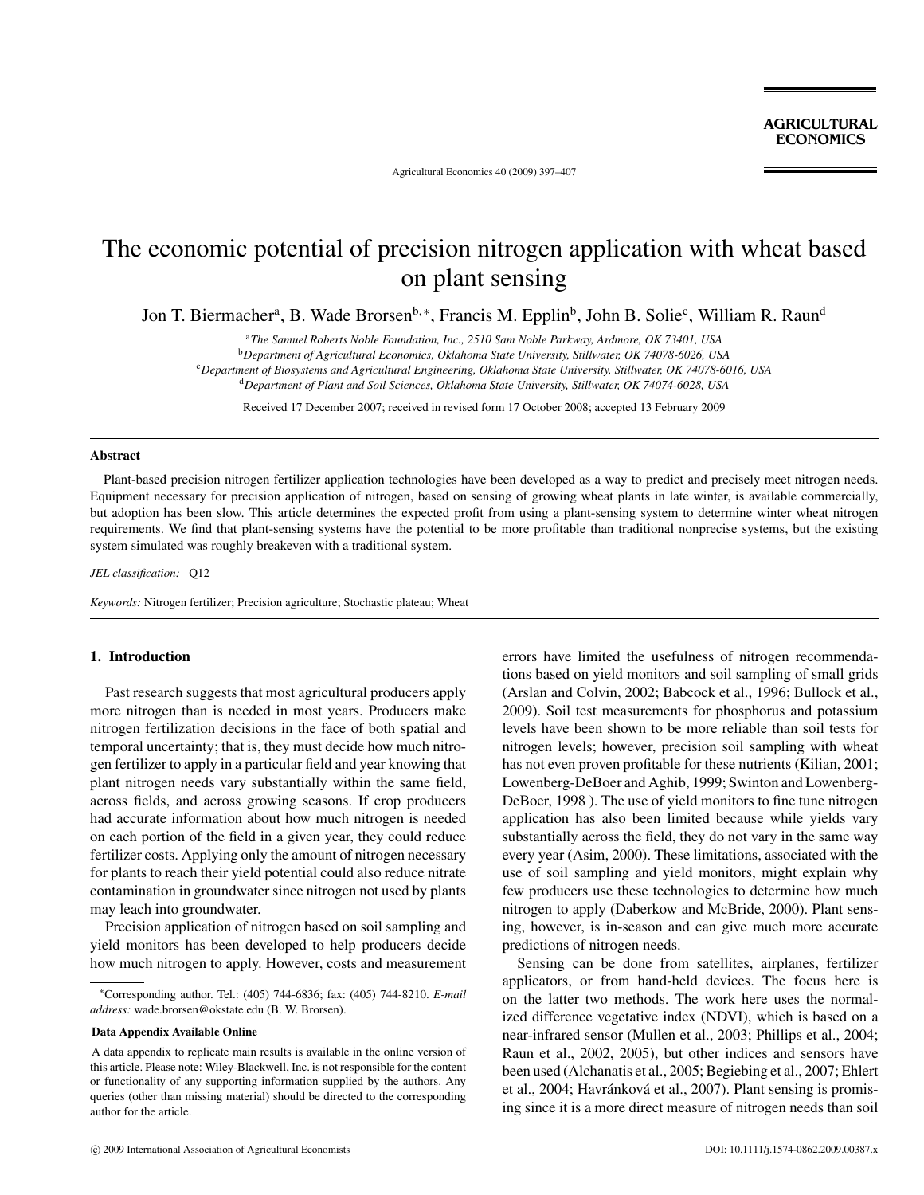# The economic potential of precision nitrogen application with wheat based on plant sensing

Jon T. Biermacher[a], B. Wade Brorsen[b,*], Francis M. Epplin[b], John B. Solie[c], William R. Raun[d]

[a]*The Samuel Roberts Noble Foundation, Inc., 2510 Sam Noble Parkway, Ardmore, OK 73401, USA*
[b]*Department of Agricultural Economics, Oklahoma State University, Stillwater, OK 74078-6026, USA*
[c]*Department of Biosystems and Agricultural Engineering, Oklahoma State University, Stillwater, OK 74078-6016, USA*
[d]*Department of Plant and Soil Sciences, Oklahoma State University, Stillwater, OK 74074-6028, USA*

Received 17 December 2007; received in revised form 17 October 2008; accepted 13 February 2009

## Abstract

Plant-based precision nitrogen fertilizer application technologies have been developed as a way to predict and precisely meet nitrogen needs. Equipment necessary for precision application of nitrogen, based on sensing of growing wheat plants in late winter, is available commercially, but adoption has been slow. This article determines the expected profit from using a plant-sensing system to determine winter wheat nitrogen requirements. We find that plant-sensing systems have the potential to be more profitable than traditional nonprecise systems, but the existing system simulated was roughly breakeven with a traditional system.

*JEL classification:* Q12

*Keywords:* Nitrogen fertilizer; Precision agriculture; Stochastic plateau; Wheat

## 1. Introduction

Past research suggests that most agricultural producers apply more nitrogen than is needed in most years. Producers make nitrogen fertilization decisions in the face of both spatial and temporal uncertainty; that is, they must decide how much nitrogen fertilizer to apply in a particular field and year knowing that plant nitrogen needs vary substantially within the same field, across fields, and across growing seasons. If crop producers had accurate information about how much nitrogen is needed on each portion of the field in a given year, they could reduce fertilizer costs. Applying only the amount of nitrogen necessary for plants to reach their yield potential could also reduce nitrate contamination in groundwater since nitrogen not used by plants may leach into groundwater.

Precision application of nitrogen based on soil sampling and yield monitors has been developed to help producers decide how much nitrogen to apply. However, costs and measurement errors have limited the usefulness of nitrogen recommendations based on yield monitors and soil sampling of small grids (Arslan and Colvin, 2002; Babcock et al., 1996; Bullock et al., 2009). Soil test measurements for phosphorus and potassium levels have been shown to be more reliable than soil tests for nitrogen levels; however, precision soil sampling with wheat has not even proven profitable for these nutrients (Kilian, 2001; Lowenberg-DeBoer and Aghib, 1999; Swinton and Lowenberg-DeBoer, 1998 ). The use of yield monitors to fine tune nitrogen application has also been limited because while yields vary substantially across the field, they do not vary in the same way every year (Asim, 2000). These limitations, associated with the use of soil sampling and yield monitors, might explain why few producers use these technologies to determine how much nitrogen to apply (Daberkow and McBride, 2000). Plant sensing, however, is in-season and can give much more accurate predictions of nitrogen needs.

Sensing can be done from satellites, airplanes, fertilizer applicators, or from hand-held devices. The focus here is on the latter two methods. The work here uses the normalized difference vegetative index (NDVI), which is based on a near-infrared sensor (Mullen et al., 2003; Phillips et al., 2004; Raun et al., 2002, 2005), but other indices and sensors have been used (Alchanatis et al., 2005; Begiebing et al., 2007; Ehlert et al., 2004; Havránková et al., 2007). Plant sensing is promising since it is a more direct measure of nitrogen needs than soil

---

*Corresponding author. Tel.: (405) 744-6836; fax: (405) 744-8210. *E-mail address:* wade.brorsen@okstate.edu (B. W. Brorsen).

**Data Appendix Available Online**

A data appendix to replicate main results is available in the online version of this article. Please note: Wiley-Blackwell, Inc. is not responsible for the content or functionality of any supporting information supplied by the authors. Any queries (other than missing material) should be directed to the corresponding author for the article.

© 2009 International Association of Agricultural Economists

DOI: 10.1111/j.1574-0862.2009.00387.x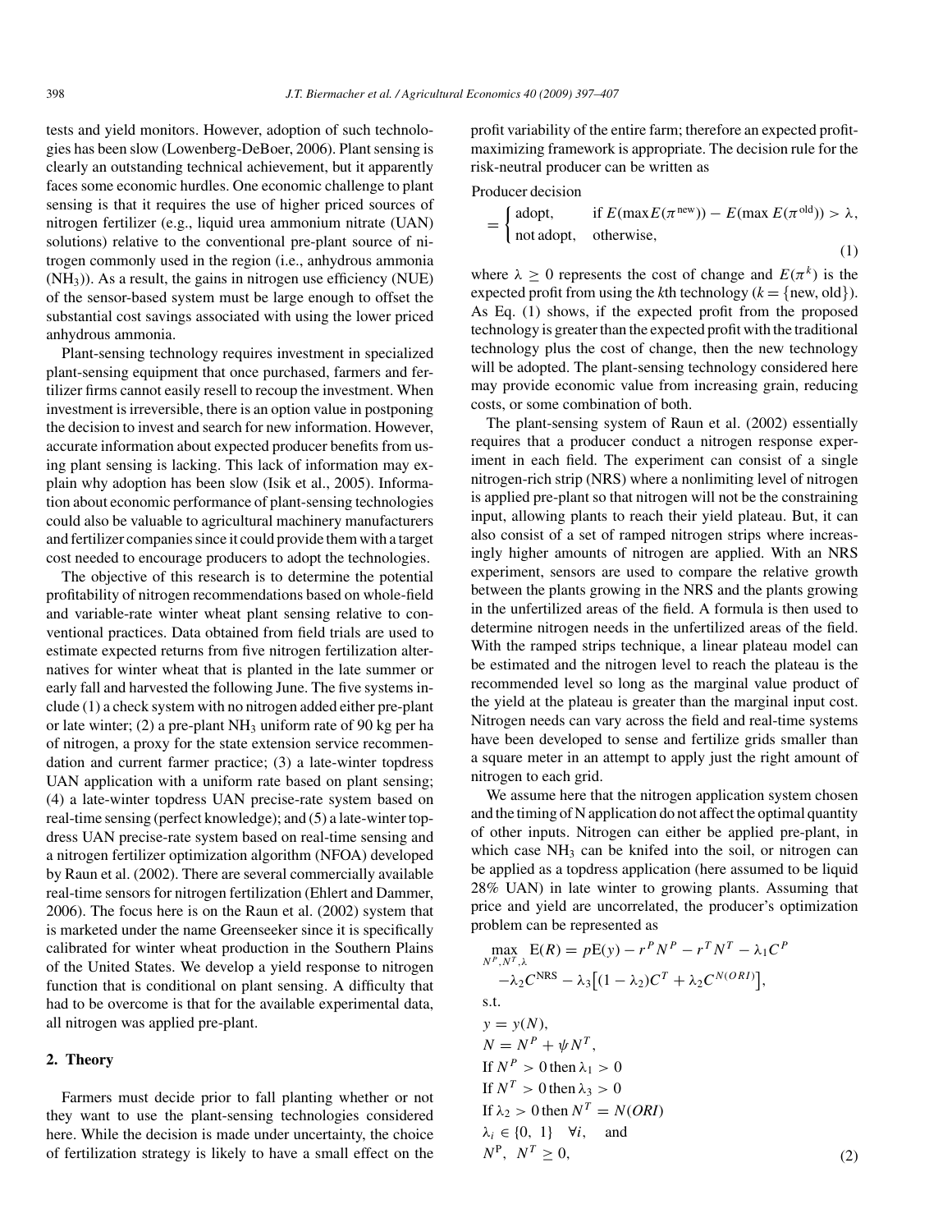tests and yield monitors. However, adoption of such technologies has been slow (Lowenberg-DeBoer, 2006). Plant sensing is clearly an outstanding technical achievement, but it apparently faces some economic hurdles. One economic challenge to plant sensing is that it requires the use of higher priced sources of nitrogen fertilizer (e.g., liquid urea ammonium nitrate (UAN) solutions) relative to the conventional pre-plant source of nitrogen commonly used in the region (i.e., anhydrous ammonia ($NH_3$)). As a result, the gains in nitrogen use efficiency (NUE) of the sensor-based system must be large enough to offset the substantial cost savings associated with using the lower priced anhydrous ammonia.

Plant-sensing technology requires investment in specialized plant-sensing equipment that once purchased, farmers and fertilizer firms cannot easily resell to recoup the investment. When investment is irreversible, there is an option value in postponing the decision to invest and search for new information. However, accurate information about expected producer benefits from using plant sensing is lacking. This lack of information may explain why adoption has been slow (Isik et al., 2005). Information about economic performance of plant-sensing technologies could also be valuable to agricultural machinery manufacturers and fertilizer companies since it could provide them with a target cost needed to encourage producers to adopt the technologies.

The objective of this research is to determine the potential profitability of nitrogen recommendations based on whole-field and variable-rate winter wheat plant sensing relative to conventional practices. Data obtained from field trials are used to estimate expected returns from five nitrogen fertilization alternatives for winter wheat that is planted in the late summer or early fall and harvested the following June. The five systems include (1) a check system with no nitrogen added either pre-plant or late winter; (2) a pre-plant $NH_3$ uniform rate of 90 kg per ha of nitrogen, a proxy for the state extension service recommendation and current farmer practice; (3) a late-winter topdress UAN application with a uniform rate based on plant sensing; (4) a late-winter topdress UAN precise-rate system based on real-time sensing (perfect knowledge); and (5) a late-winter topdress UAN precise-rate system based on real-time sensing and a nitrogen fertilizer optimization algorithm (NFOA) developed by Raun et al. (2002). There are several commercially available real-time sensors for nitrogen fertilization (Ehlert and Dammer, 2006). The focus here is on the Raun et al. (2002) system that is marketed under the name Greenseeker since it is specifically calibrated for winter wheat production in the Southern Plains of the United States. We develop a yield response to nitrogen function that is conditional on plant sensing. A difficulty that had to be overcome is that for the available experimental data, all nitrogen was applied pre-plant.

## 2. Theory

Farmers must decide prior to fall planting whether or not they want to use the plant-sensing technologies considered here. While the decision is made under uncertainty, the choice of fertilization strategy is likely to have a small effect on the profit variability of the entire farm; therefore an expected profit-maximizing framework is appropriate. The decision rule for the risk-neutral producer can be written as

$$\text{Producer decision} = \begin{cases} \text{adopt}, & \text{if } E(\max E(\pi^{\text{new}})) - E(\max E(\pi^{\text{old}})) > \lambda, \\ \text{not adopt}, & \text{otherwise}, \end{cases} \tag{1}$$

where $\lambda \geq 0$ represents the cost of change and $E(\pi^k)$ is the expected profit from using the $k$th technology ($k = \{\text{new, old}\}$). As Eq. (1) shows, if the expected profit from the proposed technology is greater than the expected profit with the traditional technology plus the cost of change, then the new technology will be adopted. The plant-sensing technology considered here may provide economic value from increasing grain, reducing costs, or some combination of both.

The plant-sensing system of Raun et al. (2002) essentially requires that a producer conduct a nitrogen response experiment in each field. The experiment can consist of a single nitrogen-rich strip (NRS) where a nonlimiting level of nitrogen is applied pre-plant so that nitrogen will not be the constraining input, allowing plants to reach their yield plateau. But, it can also consist of a set of ramped nitrogen strips where increasingly higher amounts of nitrogen are applied. With an NRS experiment, sensors are used to compare the relative growth between the plants growing in the NRS and the plants growing in the unfertilized areas of the field. A formula is then used to determine nitrogen needs in the unfertilized areas of the field. With the ramped strips technique, a linear plateau model can be estimated and the nitrogen level to reach the plateau is the recommended level so long as the marginal value product of the yield at the plateau is greater than the marginal input cost. Nitrogen needs can vary across the field and real-time systems have been developed to sense and fertilize grids smaller than a square meter in an attempt to apply just the right amount of nitrogen to each grid.

We assume here that the nitrogen application system chosen and the timing of N application do not affect the optimal quantity of other inputs. Nitrogen can either be applied pre-plant, in which case $NH_3$ can be knifed into the soil, or nitrogen can be applied as a topdress application (here assumed to be liquid 28% UAN) in late winter to growing plants. Assuming that price and yield are uncorrelated, the producer's optimization problem can be represented as

$$\begin{aligned}
&\max_{N^P, N^T, \lambda} \mathrm{E}(R) = p\mathrm{E}(y) - r^P N^P - r^T N^T - \lambda_1 C^P \\
&\quad - \lambda_2 C^{\text{NRS}} - \lambda_3 \big[(1 - \lambda_2) C^T + \lambda_2 C^{N(ORI)}\big], \\
&\text{s.t.} \\
&y = y(N), \\
&N = N^P + \psi N^T, \\
&\text{If } N^P > 0 \text{ then } \lambda_1 > 0 \\
&\text{If } N^T > 0 \text{ then } \lambda_3 > 0 \\
&\text{If } \lambda_2 > 0 \text{ then } N^T = N(ORI) \\
&\lambda_i \in \{0,\ 1\} \quad \forall i, \quad \text{and} \\
&N^P,\ N^T \geq 0,
\end{aligned} \tag{2}$$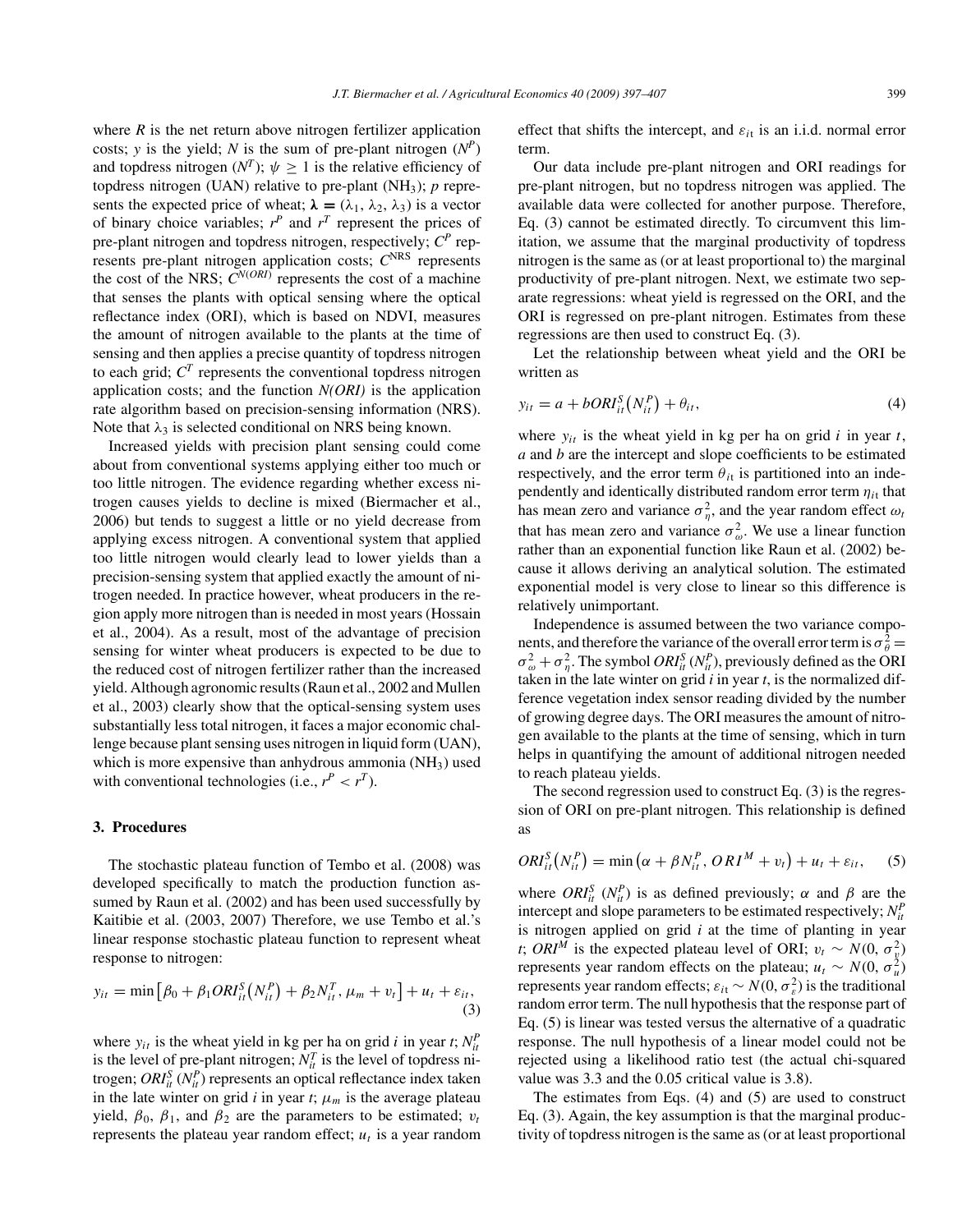where $R$ is the net return above nitrogen fertilizer application costs; $y$ is the yield; $N$ is the sum of pre-plant nitrogen ($N^P$) and topdress nitrogen ($N^T$); $\psi \geq 1$ is the relative efficiency of topdress nitrogen (UAN) relative to pre-plant ($NH_3$); $p$ represents the expected price of wheat; $\boldsymbol{\lambda} = (\lambda_1, \lambda_2, \lambda_3)$ is a vector of binary choice variables; $r^P$ and $r^T$ represent the prices of pre-plant nitrogen and topdress nitrogen, respectively; $C^P$ represents pre-plant nitrogen application costs; $C^{NRS}$ represents the cost of the NRS; $C^{N(ORI)}$ represents the cost of a machine that senses the plants with optical sensing where the optical reflectance index (ORI), which is based on NDVI, measures the amount of nitrogen available to the plants at the time of sensing and then applies a precise quantity of topdress nitrogen to each grid; $C^T$ represents the conventional topdress nitrogen application costs; and the function *N(ORI)* is the application rate algorithm based on precision-sensing information (NRS). Note that $\lambda_3$ is selected conditional on NRS being known.

Increased yields with precision plant sensing could come about from conventional systems applying either too much or too little nitrogen. The evidence regarding whether excess nitrogen causes yields to decline is mixed (Biermacher et al., 2006) but tends to suggest a little or no yield decrease from applying excess nitrogen. A conventional system that applied too little nitrogen would clearly lead to lower yields than a precision-sensing system that applied exactly the amount of nitrogen needed. In practice however, wheat producers in the region apply more nitrogen than is needed in most years (Hossain et al., 2004). As a result, most of the advantage of precision sensing for winter wheat producers is expected to be due to the reduced cost of nitrogen fertilizer rather than the increased yield. Although agronomic results (Raun et al., 2002 and Mullen et al., 2003) clearly show that the optical-sensing system uses substantially less total nitrogen, it faces a major economic challenge because plant sensing uses nitrogen in liquid form (UAN), which is more expensive than anhydrous ammonia ($NH_3$) used with conventional technologies (i.e., $r^P < r^T$).

## 3. Procedures

The stochastic plateau function of Tembo et al. (2008) was developed specifically to match the production function assumed by Raun et al. (2002) and has been used successfully by Kaitibie et al. (2003, 2007) Therefore, we use Tembo et al.'s linear response stochastic plateau function to represent wheat response to nitrogen:

$$y_{it} = \min\left[\beta_0 + \beta_1 ORI_{it}^S\left(N_{it}^P\right) + \beta_2 N_{it}^T, \mu_m + v_t\right] + u_t + \varepsilon_{it}, \tag{3}$$

where $y_{it}$ is the wheat yield in kg per ha on grid $i$ in year $t$; $N_{it}^P$ is the level of pre-plant nitrogen; $N_{it}^T$ is the level of topdress nitrogen; $ORI_{it}^S\,(N_{it}^P)$ represents an optical reflectance index taken in the late winter on grid $i$ in year $t$; $\mu_m$ is the average plateau yield, $\beta_0$, $\beta_1$, and $\beta_2$ are the parameters to be estimated; $v_t$ represents the plateau year random effect; $u_t$ is a year random effect that shifts the intercept, and $\varepsilon_{it}$ is an i.i.d. normal error term.

Our data include pre-plant nitrogen and ORI readings for pre-plant nitrogen, but no topdress nitrogen was applied. The available data were collected for another purpose. Therefore, Eq. (3) cannot be estimated directly. To circumvent this limitation, we assume that the marginal productivity of topdress nitrogen is the same as (or at least proportional to) the marginal productivity of pre-plant nitrogen. Next, we estimate two separate regressions: wheat yield is regressed on the ORI, and the ORI is regressed on pre-plant nitrogen. Estimates from these regressions are then used to construct Eq. (3).

Let the relationship between wheat yield and the ORI be written as

$$y_{it} = a + bORI_{it}^S\left(N_{it}^P\right) + \theta_{it}, \tag{4}$$

where $y_{it}$ is the wheat yield in kg per ha on grid $i$ in year $t$, $a$ and $b$ are the intercept and slope coefficients to be estimated respectively, and the error term $\theta_{it}$ is partitioned into an independently and identically distributed random error term $\eta_{it}$ that has mean zero and variance $\sigma_\eta^2$, and the year random effect $\omega_t$ that has mean zero and variance $\sigma_\omega^2$. We use a linear function rather than an exponential function like Raun et al. (2002) because it allows deriving an analytical solution. The estimated exponential model is very close to linear so this difference is relatively unimportant.

Independence is assumed between the two variance components, and therefore the variance of the overall error term is $\sigma_\theta^2 = \sigma_\omega^2 + \sigma_\eta^2$. The symbol $ORI_{it}^S\,(N_{it}^P)$, previously defined as the ORI taken in the late winter on grid $i$ in year $t$, is the normalized difference vegetation index sensor reading divided by the number of growing degree days. The ORI measures the amount of nitrogen available to the plants at the time of sensing, which in turn helps in quantifying the amount of additional nitrogen needed to reach plateau yields.

The second regression used to construct Eq. (3) is the regression of ORI on pre-plant nitrogen. This relationship is defined as

$$ORI_{it}^S\left(N_{it}^P\right) = \min\left(\alpha + \beta N_{it}^P, ORI^M + v_t\right) + u_t + \varepsilon_{it}, \tag{5}$$

where $ORI_{it}^S\,(N_{it}^P)$ is as defined previously; $\alpha$ and $\beta$ are the intercept and slope parameters to be estimated respectively; $N_{it}^P$ is nitrogen applied on grid $i$ at the time of planting in year $t$; $ORI^M$ is the expected plateau level of ORI; $v_t \sim N(0, \sigma_v^2)$ represents year random effects on the plateau; $u_t \sim N(0, \sigma_u^2)$ represents year random effects; $\varepsilon_{it} \sim N(0, \sigma_\varepsilon^2)$ is the traditional random error term. The null hypothesis that the response part of Eq. (5) is linear was tested versus the alternative of a quadratic response. The null hypothesis of a linear model could not be rejected using a likelihood ratio test (the actual chi-squared value was 3.3 and the 0.05 critical value is 3.8).

The estimates from Eqs. (4) and (5) are used to construct Eq. (3). Again, the key assumption is that the marginal productivity of topdress nitrogen is the same as (or at least proportional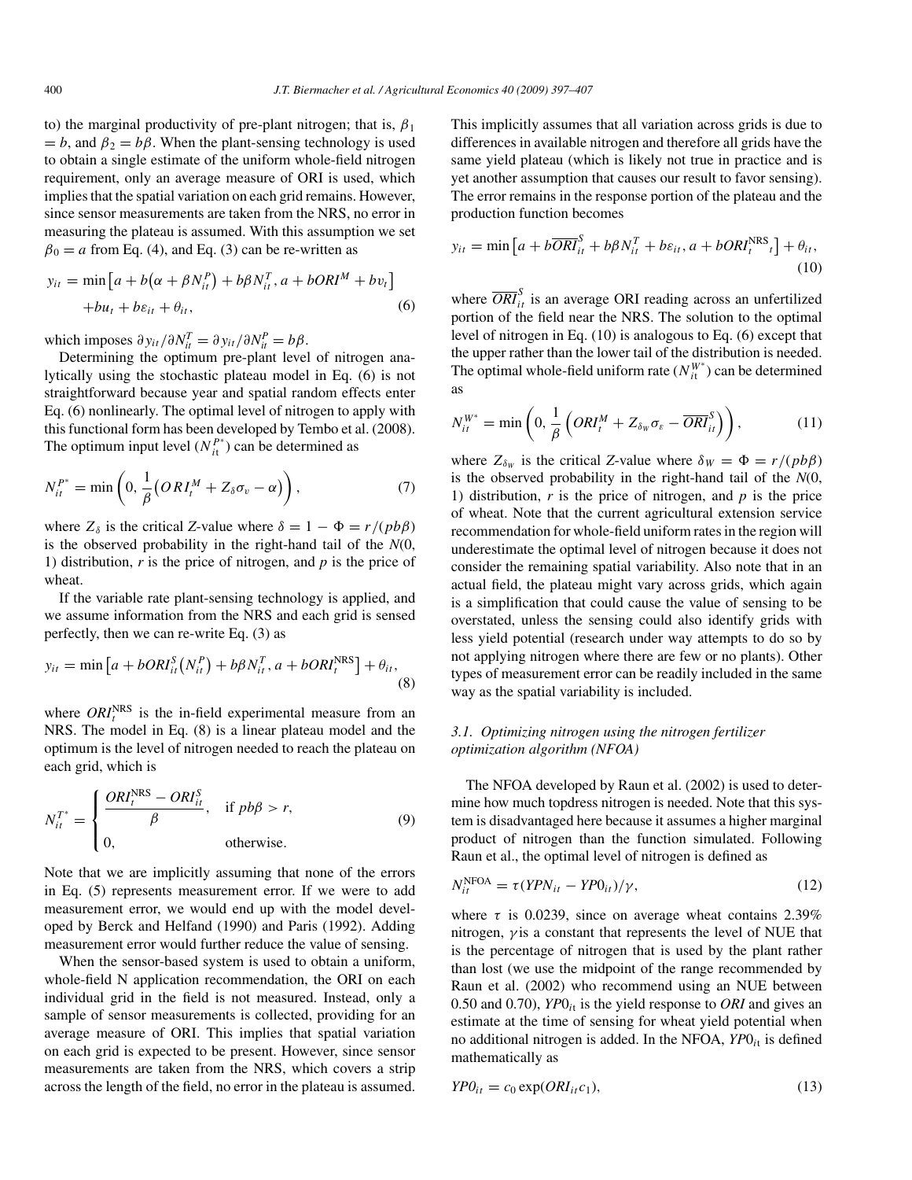to) the marginal productivity of pre-plant nitrogen; that is, $\beta_1 = b$, and $\beta_2 = b\beta$. When the plant-sensing technology is used to obtain a single estimate of the uniform whole-field nitrogen requirement, only an average measure of ORI is used, which implies that the spatial variation on each grid remains. However, since sensor measurements are taken from the NRS, no error in measuring the plateau is assumed. With this assumption we set $\beta_0 = a$ from Eq. (4), and Eq. (3) can be re-written as

$$y_{it} = \min\left[a + b\left(\alpha + \beta N_{it}^{P}\right) + b\beta N_{it}^{T}, a + bORI^{M} + bv_t\right] + bu_t + b\varepsilon_{it} + \theta_{it}, \tag{6}$$

which imposes $\partial y_{it}/\partial N_{it}^{T} = \partial y_{it}/\partial N_{it}^{P} = b\beta$.

Determining the optimum pre-plant level of nitrogen analytically using the stochastic plateau model in Eq. (6) is not straightforward because year and spatial random effects enter Eq. (6) nonlinearly. The optimal level of nitrogen to apply with this functional form has been developed by Tembo et al. (2008). The optimum input level ($N_{it}^{P^*}$) can be determined as

$$N_{it}^{P^*} = \min\left(0, \frac{1}{\beta}\left(ORI_t^{M} + Z_{\delta}\sigma_v - \alpha\right)\right), \tag{7}$$

where $Z_\delta$ is the critical $Z$-value where $\delta = 1 - \Phi = r/(pb\beta)$ is the observed probability in the right-hand tail of the $N(0, 1)$ distribution, $r$ is the price of nitrogen, and $p$ is the price of wheat.

If the variable rate plant-sensing technology is applied, and we assume information from the NRS and each grid is sensed perfectly, then we can re-write Eq. (3) as

$$y_{it} = \min\left[a + bORI_{it}^{S}\left(N_{it}^{P}\right) + b\beta N_{it}^{T}, a + bORI_{t}^{\text{NRS}}\right] + \theta_{it}, \tag{8}$$

where $ORI_t^{\text{NRS}}$ is the in-field experimental measure from an NRS. The model in Eq. (8) is a linear plateau model and the optimum is the level of nitrogen needed to reach the plateau on each grid, which is

$$N_{it}^{T^*} = \begin{cases} \dfrac{ORI_t^{\text{NRS}} - ORI_{it}^{S}}{\beta}, & \text{if } pb\beta > r, \\ 0, & \text{otherwise.} \end{cases} \tag{9}$$

Note that we are implicitly assuming that none of the errors in Eq. (5) represents measurement error. If we were to add measurement error, we would end up with the model developed by Berck and Helfand (1990) and Paris (1992). Adding measurement error would further reduce the value of sensing.

When the sensor-based system is used to obtain a uniform, whole-field N application recommendation, the ORI on each individual grid in the field is not measured. Instead, only a sample of sensor measurements is collected, providing for an average measure of ORI. This implies that spatial variation on each grid is expected to be present. However, since sensor measurements are taken from the NRS, which covers a strip across the length of the field, no error in the plateau is assumed. This implicitly assumes that all variation across grids is due to differences in available nitrogen and therefore all grids have the same yield plateau (which is likely not true in practice and is yet another assumption that causes our result to favor sensing). The error remains in the response portion of the plateau and the production function becomes

$$y_{it} = \min\left[a + b\overline{ORI}_{it}^{S} + b\beta N_{it}^{T} + b\varepsilon_{it}, a + bORI_{t}^{\text{NRS}}\right] + \theta_{it}, \tag{10}$$

where $\overline{ORI}_{it}^{S}$ is an average ORI reading across an unfertilized portion of the field near the NRS. The solution to the optimal level of nitrogen in Eq. (10) is analogous to Eq. (6) except that the upper rather than the lower tail of the distribution is needed. The optimal whole-field uniform rate ($N_{it}^{W^*}$) can be determined as

$$N_{it}^{W^*} = \min\left(0, \frac{1}{\beta}\left(ORI_t^{M} + Z_{\delta_W}\sigma_\varepsilon - \overline{ORI}_{it}^{S}\right)\right), \tag{11}$$

where $Z_{\delta_W}$ is the critical $Z$-value where $\delta_W = \Phi = r/(pb\beta)$ is the observed probability in the right-hand tail of the $N(0, 1)$ distribution, $r$ is the price of nitrogen, and $p$ is the price of wheat. Note that the current agricultural extension service recommendation for whole-field uniform rates in the region will underestimate the optimal level of nitrogen because it does not consider the remaining spatial variability. Also note that in an actual field, the plateau might vary across grids, which again is a simplification that could cause the value of sensing to be overstated, unless the sensing could also identify grids with less yield potential (research under way attempts to do so by not applying nitrogen where there are few or no plants). Other types of measurement error can be readily included in the same way as the spatial variability is included.

### 3.1. Optimizing nitrogen using the nitrogen fertilizer optimization algorithm (NFOA)

The NFOA developed by Raun et al. (2002) is used to determine how much topdress nitrogen is needed. Note that this system is disadvantaged here because it assumes a higher marginal product of nitrogen than the function simulated. Following Raun et al., the optimal level of nitrogen is defined as

$$N_{it}^{\text{NFOA}} = \tau(YPN_{it} - YP0_{it})/\gamma, \tag{12}$$

where $\tau$ is 0.0239, since on average wheat contains 2.39% nitrogen, $\gamma$ is a constant that represents the level of NUE that is the percentage of nitrogen that is used by the plant rather than lost (we use the midpoint of the range recommended by Raun et al. (2002) who recommend using an NUE between 0.50 and 0.70), $YP0_{it}$ is the yield response to $ORI$ and gives an estimate at the time of sensing for wheat yield potential when no additional nitrogen is added. In the NFOA, $YP0_{it}$ is defined mathematically as

$$YP0_{it} = c_0 \exp(ORI_{it}c_1), \tag{13}$$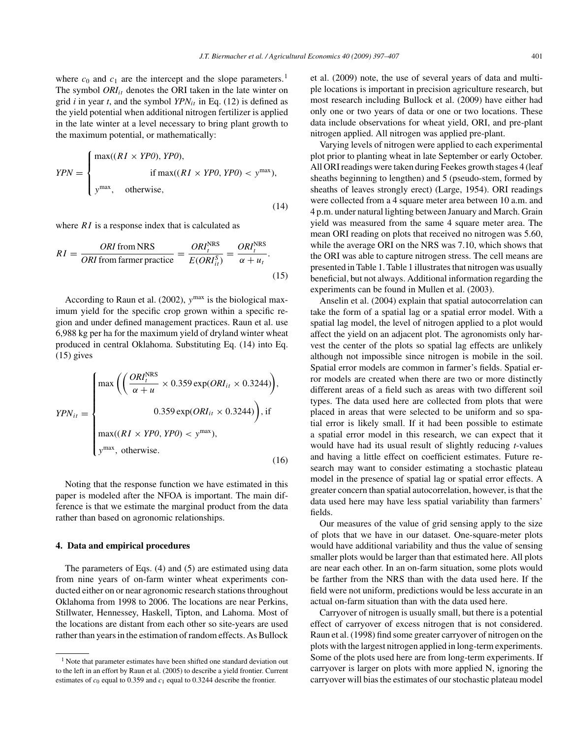where $c_0$ and $c_1$ are the intercept and the slope parameters.[1] The symbol $ORI_{it}$ denotes the ORI taken in the late winter on grid $i$ in year $t$, and the symbol $YPN_{it}$ in Eq. (12) is defined as the yield potential when additional nitrogen fertilizer is applied in the late winter at a level necessary to bring plant growth to the maximum potential, or mathematically:

$$YPN = \begin{cases} \max((RI \times YP0), YP0), \\ \qquad\qquad\qquad \text{if } \max((RI \times YP0, YP0) < y^{\max}), \\ y^{\max}, \quad \text{otherwise}, \end{cases} \tag{14}$$

where $RI$ is a response index that is calculated as

$$RI = \frac{ORI \text{ from NRS}}{ORI \text{ from farmer practice}} = \frac{ORI_t^{\text{NRS}}}{E(ORI_{it}^S)} = \frac{ORI_t^{\text{NRS}}}{\alpha + u_t}. \tag{15}$$

According to Raun et al. (2002), $y^{\max}$ is the biological maximum yield for the specific crop grown within a specific region and under defined management practices. Raun et al. use 6,988 kg per ha for the maximum yield of dryland winter wheat produced in central Oklahoma. Substituting Eq. (14) into Eq. (15) gives

$$YPN_{it} = \begin{cases} \max\left(\left(\dfrac{ORI_t^{\text{NRS}}}{\alpha + u} \times 0.359 \exp(ORI_{it} \times 0.3244)\right),\right. \\ \qquad\qquad\qquad \left. 0.359 \exp(ORI_{it} \times 0.3244)\right), \text{ if} \\ \max((RI \times YP0, YP0) < y^{\max}), \\ y^{\max}, \text{ otherwise.} \end{cases} \tag{16}$$

Noting that the response function we have estimated in this paper is modeled after the NFOA is important. The main difference is that we estimate the marginal product from the data rather than based on agronomic relationships.

## 4. Data and empirical procedures

The parameters of Eqs. (4) and (5) are estimated using data from nine years of on-farm winter wheat experiments conducted either on or near agronomic research stations throughout Oklahoma from 1998 to 2006. The locations are near Perkins, Stillwater, Hennessey, Haskell, Tipton, and Lahoma. Most of the locations are distant from each other so site-years are used rather than years in the estimation of random effects. As Bullock et al. (2009) note, the use of several years of data and multiple locations is important in precision agriculture research, but most research including Bullock et al. (2009) have either had only one or two years of data or one or two locations. These data include observations for wheat yield, ORI, and pre-plant nitrogen applied. All nitrogen was applied pre-plant.

Varying levels of nitrogen were applied to each experimental plot prior to planting wheat in late September or early October. All ORI readings were taken during Feekes growth stages 4 (leaf sheaths beginning to lengthen) and 5 (pseudo-stem, formed by sheaths of leaves strongly erect) (Large, 1954). ORI readings were collected from a 4 square meter area between 10 a.m. and 4 p.m. under natural lighting between January and March. Grain yield was measured from the same 4 square meter area. The mean ORI reading on plots that received no nitrogen was 5.60, while the average ORI on the NRS was 7.10, which shows that the ORI was able to capture nitrogen stress. The cell means are presented in Table 1. Table 1 illustrates that nitrogen was usually beneficial, but not always. Additional information regarding the experiments can be found in Mullen et al. (2003).

Anselin et al. (2004) explain that spatial autocorrelation can take the form of a spatial lag or a spatial error model. With a spatial lag model, the level of nitrogen applied to a plot would affect the yield on an adjacent plot. The agronomists only harvest the center of the plots so spatial lag effects are unlikely although not impossible since nitrogen is mobile in the soil. Spatial error models are common in farmer's fields. Spatial error models are created when there are two or more distinctly different areas of a field such as areas with two different soil types. The data used here are collected from plots that were placed in areas that were selected to be uniform and so spatial error is likely small. If it had been possible to estimate a spatial error model in this research, we can expect that it would have had its usual result of slightly reducing $t$-values and having a little effect on coefficient estimates. Future research may want to consider estimating a stochastic plateau model in the presence of spatial lag or spatial error effects. A greater concern than spatial autocorrelation, however, is that the data used here may have less spatial variability than farmers' fields.

Our measures of the value of grid sensing apply to the size of plots that we have in our dataset. One-square-meter plots would have additional variability and thus the value of sensing smaller plots would be larger than that estimated here. All plots are near each other. In an on-farm situation, some plots would be farther from the NRS than with the data used here. If the field were not uniform, predictions would be less accurate in an actual on-farm situation than with the data used here.

Carryover of nitrogen is usually small, but there is a potential effect of carryover of excess nitrogen that is not considered. Raun et al. (1998) find some greater carryover of nitrogen on the plots with the largest nitrogen applied in long-term experiments. Some of the plots used here are from long-term experiments. If carryover is larger on plots with more applied N, ignoring the carryover will bias the estimates of our stochastic plateau model

[1] Note that parameter estimates have been shifted one standard deviation out to the left in an effort by Raun et al. (2005) to describe a yield frontier. Current estimates of $c_0$ equal to 0.359 and $c_1$ equal to 0.3244 describe the frontier.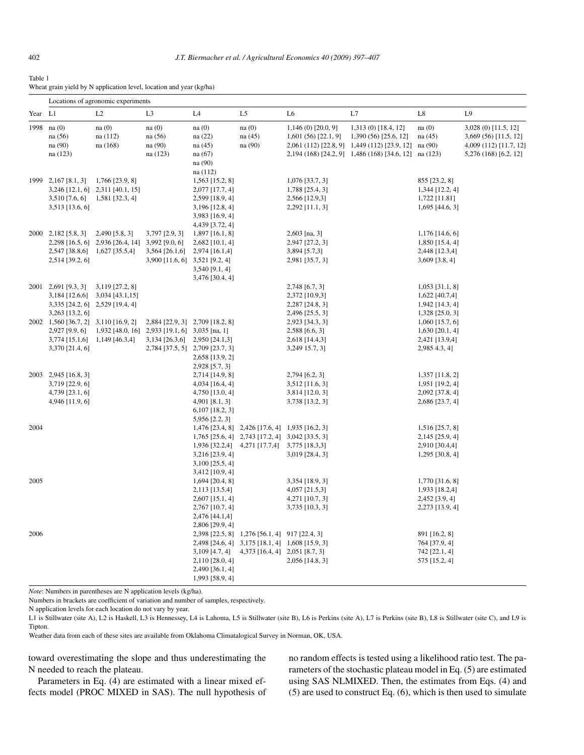Table 1
Wheat grain yield by N application level, location and year (kg/ha)

| Year | Locations of agronomic experiments | | | | | | | | |
|---|---|---|---|---|---|---|---|---|---|
| | L1 | L2 | L3 | L4 | L5 | L6 | L7 | L8 | L9 |
| 1998 | na (0) | na (0) | na (0) | na (0) | na (0) | 1,146 (0) [20.0, 9] | 1,313 (0) [18.4, 12] | na (0) | 3,028 (0) [11.5, 12] |
| | na (56) | na (112) | na (56) | na (22) | na (45) | 1,601 (56) [22.1, 9] | 1,390 (56) [25.6, 12] | na (45) | 3,669 (56) [11.5, 12] |
| | na (90) | na (168) | na (90) | na (45) | na (90) | 2,061 (112) [22.8, 9] | 1,449 (112) [23.9, 12] | na (90) | 4,009 (112) [11.7, 12] |
| | na (123) | | na (123) | na (67) | | 2,194 (168) [24.2, 9] | 1,486 (168) [34.6, 12] | na (123) | 5,276 (168) [6.2, 12] |
| | | | | na (90) | | | | | |
| | | | | na (112) | | | | | |
| 1999 | 2,167 [8.1, 3] | 1,766 [23.9, 8] | | 1,563 [15.2, 8] | | 1,076 [33.7, 3] | | 855 [23.2, 8] | |
| | 3,246 [12.1, 6] | 2,311 [40.1, 15] | | 2,077 [17.7, 4] | | 1,788 [25.4, 3] | | 1,344 [12.2, 4] | |
| | 3,510 [7.6, 6] | 1,581 [32.3, 4] | | 2,599 [18.9, 4] | | 2,566 [12.9,3] | | 1,722 [11.81] | |
| | 3,513 [13.6, 6] | | | 3,196 [12.8, 4] | | 2,292 [11.1, 3] | | 1,695 [44.6, 3] | |
| | | | | 3,983 [16.9, 4] | | | | | |
| | | | | 4,439 [3.72, 4] | | | | | |
| 2000 | 2,182 [5.8, 3] | 2,490 [5.8, 3] | 3,797 [2.9, 3] | 1,897 [16.1, 8] | | 2,603 [na, 3] | | 1,176 [14.6, 6] | |
| | 2,298 [16.5, 6] | 2,936 [26.4, 14] | 3,992 [9.0, 6] | 2,682 [10.1, 4] | | 2,947 [27.2, 3] | | 1,850 [15.4, 4] | |
| | 2,547 [38.8,6] | 1,627 [35.5,4] | 3,564 [26.1,6] | 2,974 [16.1,4] | | 3,894 [5.7,3] | | 2,448 [12.3,4] | |
| | 2,514 [39.2, 6] | | 3,900 [11.6, 6] | 3,521 [9.2, 4] | | 2,981 [35.7, 3] | | 3,609 [3.8, 4] | |
| | | | | 3,540 [9.1, 4] | | | | | |
| | | | | 3,476 [30.4, 4] | | | | | |
| 2001 | 2,691 [9.3, 3] | 3,119 [27.2, 8] | | | | 2,748 [6.7, 3] | | 1,053 [31.1, 8] | |
| | 3,184 [12.6,6] | 3,034 [43.1,15] | | | | 2,372 [10.9,3] | | 1,622 [40.7,4] | |
| | 3,335 [24.2, 6] | 2,529 [19.4, 4] | | | | 2,287 [24.8, 3] | | 1,942 [14.3, 4] | |
| | 3,263 [13.2, 6] | | | | | 2,496 [25.5, 3] | | 1,328 [25.0, 3] | |
| 2002 | 1,560 [36.7, 2] | 3,110 [16.9, 2] | 2,884 [22.9, 3] | 2,709 [18.2, 8] | | 2,923 [34.3, 3] | | 1,060 [15.7, 6] | |
| | 2,927 [9.9, 6] | 1,932 [48.0, 16] | 2,933 [19.1, 6] | 3,035 [na, 1] | | 2,588 [6.6, 3] | | 1,630 [20.1, 4] | |
| | 3,774 [15.1,6] | 1,149 [46.3,4] | 3,134 [26.3,6] | 2,950 [24.1,3] | | 2,618 [14.4,3] | | 2,421 [13.9,4] | |
| | 3,370 [21.4, 6] | | 2,784 [37.5, 5] | 2,709 [23.7, 3] | | 3,249 15.7, 3] | | 2,985 4.3, 4] | |
| | | | | 2,658 [13.9, 2] | | | | | |
| | | | | 2,928 [5.7, 3] | | | | | |
| 2003 | 2,945 [16.8, 3] | | | 2,714 [14.9, 8] | | 2,794 [6.2, 3] | | 1,357 [11.8, 2] | |
| | 3,719 [22.9, 6] | | | 4,034 [16.4, 4] | | 3,512 [11.6, 3] | | 1,951 [19.2, 4] | |
| | 4,739 [23.1, 6] | | | 4,750 [13.0, 4] | | 3,814 [12.0, 3] | | 2,092 [37.8, 4] | |
| | 4,946 [11.9, 6] | | | 4,901 [8.1, 3] | | 3,738 [13.2, 3] | | 2,686 [23.7, 4] | |
| | | | | 6,107 [18.2, 3] | | | | | |
| | | | | 5,956 [2.2, 3] | | | | | |
| 2004 | | | | 1,476 [23.4, 8] | 2,426 [17.6, 4] | 1,935 [16.2, 3] | | 1,516 [25.7, 8] | |
| | | | | 1,765 [25.6, 4] | 2,743 [17.2, 4] | 3,042 [33.5, 3] | | 2,145 [25.9, 4] | |
| | | | | 1,936 [32.2,4] | 4,271 [17.7,4] | 3,775 [18.3,3] | | 2,910 [30.4,4] | |
| | | | | 3,216 [23.9, 4] | | 3,019 [28.4, 3] | | 1,295 [30.8, 4] | |
| | | | | 3,100 [25.5, 4] | | | | | |
| | | | | 3,412 [10.9, 4] | | | | | |
| 2005 | | | | 1,694 [20.4, 8] | | 3,354 [18.9, 3] | | 1,770 [31.6, 8] | |
| | | | | 2,113 [13.5,4] | | 4,057 [21.5,3] | | 1,933 [18.2,4] | |
| | | | | 2,607 [15.1, 4] | | 4,271 [10.7, 3] | | 2,452 [3.9, 4] | |
| | | | | 2,767 [10.7, 4] | | 3,735 [10.3, 3] | | 2,273 [13.9, 4] | |
| | | | | 2,476 [44.1,4] | | | | | |
| | | | | 2,806 [29.9, 4] | | | | | |
| 2006 | | | | 2,398 [22.5, 8] | 1,276 [56.1, 4] | 917 [22.4, 3] | | 891 [16.2, 8] | |
| | | | | 2,498 [24.6, 4] | 3,175 [18.1, 4] | 1,608 [15.9, 3] | | 764 [37.9, 4] | |
| | | | | 3,109 [4.7, 4] | 4,373 [16.4, 4] | 2,051 [8.7, 3] | | 742 [22.1, 4] | |
| | | | | 2,110 [28.0, 4] | | 2,056 [14.8, 3] | | 575 [15.2, 4] | |
| | | | | 2,490 [36.1, 4] | | | | | |
| | | | | 1,993 [58.9, 4] | | | | | |

*Note*: Numbers in parentheses are N application levels (kg/ha).

Numbers in brackets are coefficient of variation and number of samples, respectively.

N application levels for each location do not vary by year.

L1 is Stillwater (site A), L2 is Haskell, L3 is Hennessey, L4 is Lahoma, L5 is Stillwater (site B), L6 is Perkins (site A), L7 is Perkins (site B), L8 is Stillwater (site C), and L9 is Tipton.

Weather data from each of these sites are available from Oklahoma Climatalogical Survey in Norman, OK, USA.

toward overestimating the slope and thus underestimating the N needed to reach the plateau.

Parameters in Eq. (4) are estimated with a linear mixed effects model (PROC MIXED in SAS). The null hypothesis of no random effects is tested using a likelihood ratio test. The parameters of the stochastic plateau model in Eq. (5) are estimated using SAS NLMIXED. Then, the estimates from Eqs. (4) and (5) are used to construct Eq. (6), which is then used to simulate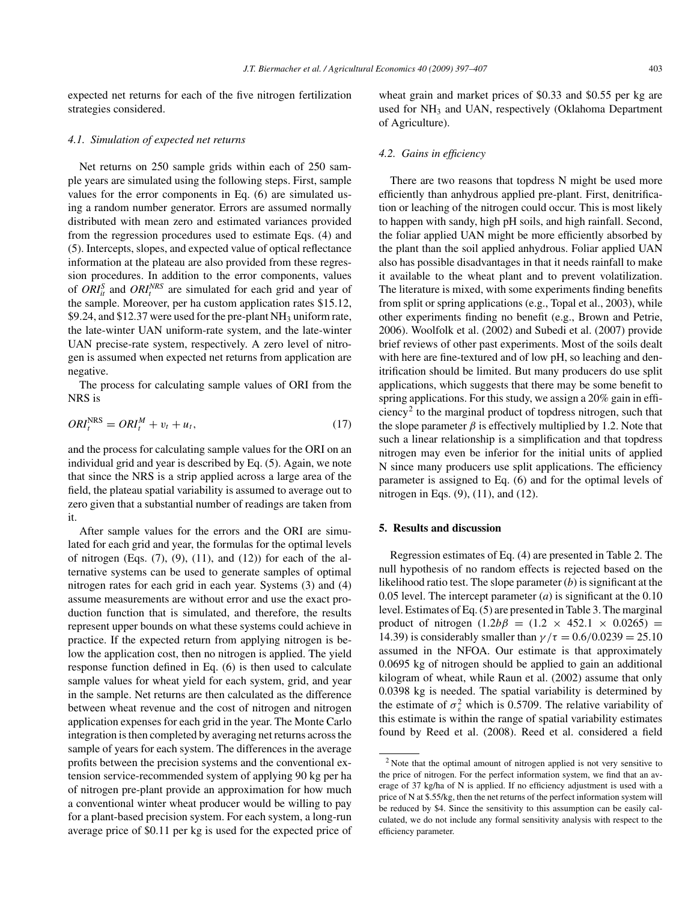expected net returns for each of the five nitrogen fertilization strategies considered.

### 4.1. Simulation of expected net returns

Net returns on 250 sample grids within each of 250 sample years are simulated using the following steps. First, sample values for the error components in Eq. (6) are simulated using a random number generator. Errors are assumed normally distributed with mean zero and estimated variances provided from the regression procedures used to estimate Eqs. (4) and (5). Intercepts, slopes, and expected value of optical reflectance information at the plateau are also provided from these regression procedures. In addition to the error components, values of $ORI_{it}^{S}$ and $ORI_{t}^{NRS}$ are simulated for each grid and year of the sample. Moreover, per ha custom application rates \$15.12, \$9.24, and \$12.37 were used for the pre-plant $NH_3$ uniform rate, the late-winter UAN uniform-rate system, and the late-winter UAN precise-rate system, respectively. A zero level of nitrogen is assumed when expected net returns from application are negative.

The process for calculating sample values of ORI from the NRS is

$$ORI_{t}^{\mathrm{NRS}} = ORI_{t}^{M} + v_t + u_t, \tag{17}$$

and the process for calculating sample values for the ORI on an individual grid and year is described by Eq. (5). Again, we note that since the NRS is a strip applied across a large area of the field, the plateau spatial variability is assumed to average out to zero given that a substantial number of readings are taken from it.

After sample values for the errors and the ORI are simulated for each grid and year, the formulas for the optimal levels of nitrogen (Eqs. (7), (9), (11), and (12)) for each of the alternative systems can be used to generate samples of optimal nitrogen rates for each grid in each year. Systems (3) and (4) assume measurements are without error and use the exact production function that is simulated, and therefore, the results represent upper bounds on what these systems could achieve in practice. If the expected return from applying nitrogen is below the application cost, then no nitrogen is applied. The yield response function defined in Eq. (6) is then used to calculate sample values for wheat yield for each system, grid, and year in the sample. Net returns are then calculated as the difference between wheat revenue and the cost of nitrogen and nitrogen application expenses for each grid in the year. The Monte Carlo integration is then completed by averaging net returns across the sample of years for each system. The differences in the average profits between the precision systems and the conventional extension service-recommended system of applying 90 kg per ha of nitrogen pre-plant provide an approximation for how much a conventional winter wheat producer would be willing to pay for a plant-based precision system. For each system, a long-run average price of \$0.11 per kg is used for the expected price of wheat grain and market prices of \$0.33 and \$0.55 per kg are used for $NH_3$ and UAN, respectively (Oklahoma Department of Agriculture).

### 4.2. Gains in efficiency

There are two reasons that topdress N might be used more efficiently than anhydrous applied pre-plant. First, denitrification or leaching of the nitrogen could occur. This is most likely to happen with sandy, high pH soils, and high rainfall. Second, the foliar applied UAN might be more efficiently absorbed by the plant than the soil applied anhydrous. Foliar applied UAN also has possible disadvantages in that it needs rainfall to make it available to the wheat plant and to prevent volatilization. The literature is mixed, with some experiments finding benefits from split or spring applications (e.g., Topal et al., 2003), while other experiments finding no benefit (e.g., Brown and Petrie, 2006). Woolfolk et al. (2002) and Subedi et al. (2007) provide brief reviews of other past experiments. Most of the soils dealt with here are fine-textured and of low pH, so leaching and denitrification should be limited. But many producers do use split applications, which suggests that there may be some benefit to spring applications. For this study, we assign a 20% gain in efficiency[2] to the marginal product of topdress nitrogen, such that the slope parameter $\beta$ is effectively multiplied by 1.2. Note that such a linear relationship is a simplification and that topdress nitrogen may even be inferior for the initial units of applied N since many producers use split applications. The efficiency parameter is assigned to Eq. (6) and for the optimal levels of nitrogen in Eqs. (9), (11), and (12).

## 5. Results and discussion

Regression estimates of Eq. (4) are presented in Table 2. The null hypothesis of no random effects is rejected based on the likelihood ratio test. The slope parameter ($b$) is significant at the 0.05 level. The intercept parameter ($a$) is significant at the 0.10 level. Estimates of Eq. (5) are presented in Table 3. The marginal product of nitrogen $(1.2b\beta = (1.2 \times 452.1 \times 0.0265) = 14.39)$ is considerably smaller than $\gamma/\tau = 0.6/0.0239 = 25.10$ assumed in the NFOA. Our estimate is that approximately 0.0695 kg of nitrogen should be applied to gain an additional kilogram of wheat, while Raun et al. (2002) assume that only 0.0398 kg is needed. The spatial variability is determined by the estimate of $\sigma_{\varepsilon}^{2}$ which is 0.5709. The relative variability of this estimate is within the range of spatial variability estimates found by Reed et al. (2008). Reed et al. considered a field

[2] Note that the optimal amount of nitrogen applied is not very sensitive to the price of nitrogen. For the perfect information system, we find that an average of 37 kg/ha of N is applied. If no efficiency adjustment is used with a price of N at \$.55/kg, then the net returns of the perfect information system will be reduced by \$4. Since the sensitivity to this assumption can be easily calculated, we do not include any formal sensitivity analysis with respect to the efficiency parameter.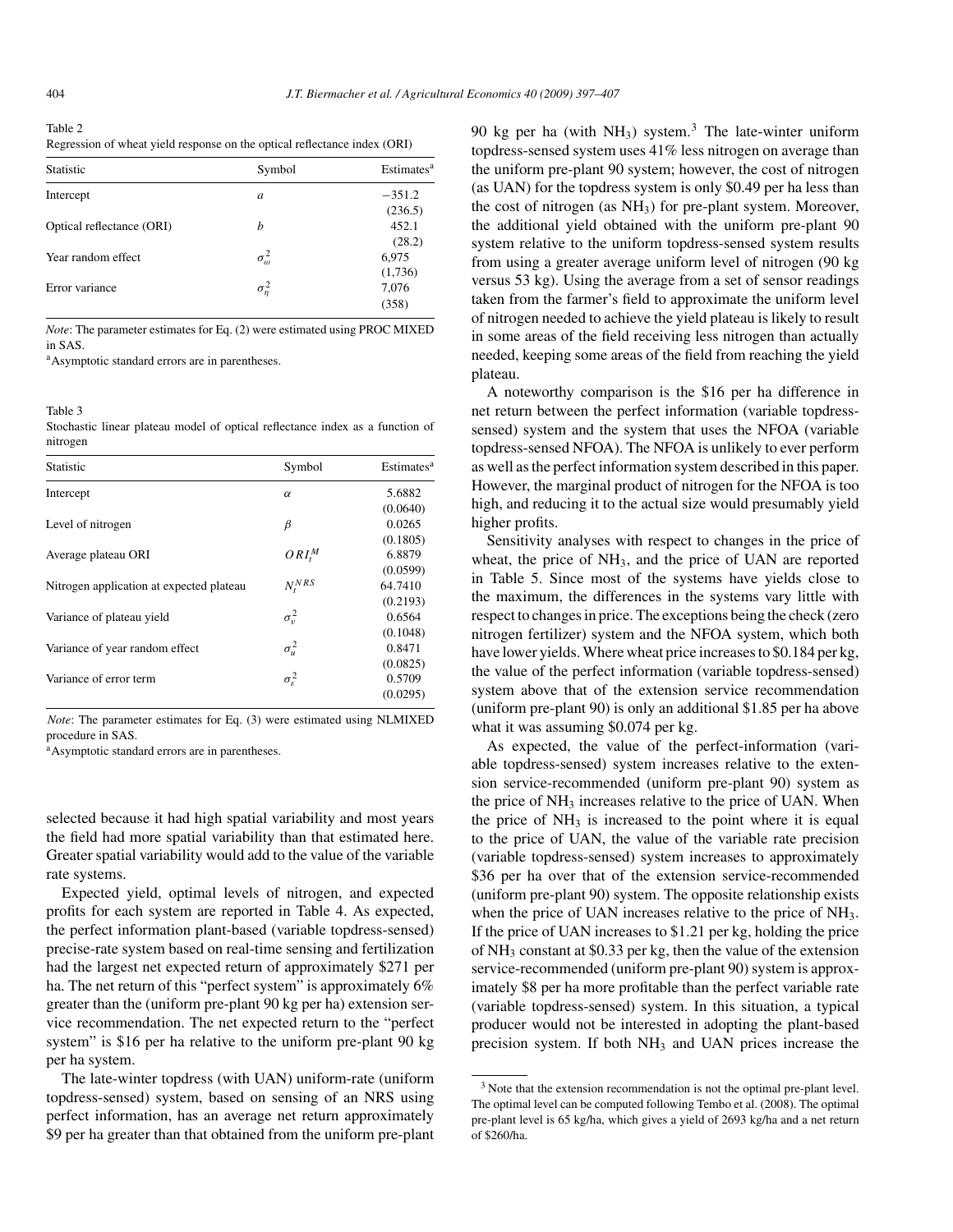Table 2
Regression of wheat yield response on the optical reflectance index (ORI)

| Statistic | Symbol | Estimates[a] |
|---|---|---|
| Intercept | $a$ | −351.2 (236.5) |
| Optical reflectance (ORI) | $b$ | 452.1 (28.2) |
| Year random effect | $\sigma_\omega^2$ | 6,975 (1,736) |
| Error variance | $\sigma_\eta^2$ | 7,076 (358) |

*Note*: The parameter estimates for Eq. (2) were estimated using PROC MIXED in SAS.

[a]Asymptotic standard errors are in parentheses.

Table 3
Stochastic linear plateau model of optical reflectance index as a function of nitrogen

| Statistic | Symbol | Estimates[a] |
|---|---|---|
| Intercept | $\alpha$ | 5.6882 (0.0640) |
| Level of nitrogen | $\beta$ | 0.0265 (0.1805) |
| Average plateau ORI | $ORI_t^M$ | 6.8879 (0.0599) |
| Nitrogen application at expected plateau | $N_t^{NRS}$ | 64.7410 (0.2193) |
| Variance of plateau yield | $\sigma_v^2$ | 0.6564 (0.1048) |
| Variance of year random effect | $\sigma_u^2$ | 0.8471 (0.0825) |
| Variance of error term | $\sigma_\varepsilon^2$ | 0.5709 (0.0295) |

*Note*: The parameter estimates for Eq. (3) were estimated using NLMIXED procedure in SAS.

[a]Asymptotic standard errors are in parentheses.

selected because it had high spatial variability and most years the field had more spatial variability than that estimated here. Greater spatial variability would add to the value of the variable rate systems.

Expected yield, optimal levels of nitrogen, and expected profits for each system are reported in Table 4. As expected, the perfect information plant-based (variable topdress-sensed) precise-rate system based on real-time sensing and fertilization had the largest net expected return of approximately $271 per ha. The net return of this "perfect system" is approximately 6% greater than the (uniform pre-plant 90 kg per ha) extension service recommendation. The net expected return to the "perfect system" is $16 per ha relative to the uniform pre-plant 90 kg per ha system.

The late-winter topdress (with UAN) uniform-rate (uniform topdress-sensed) system, based on sensing of an NRS using perfect information, has an average net return approximately $9 per ha greater than that obtained from the uniform pre-plant 90 kg per ha (with $NH_3$) system.[3] The late-winter uniform topdress-sensed system uses 41% less nitrogen on average than the uniform pre-plant 90 system; however, the cost of nitrogen (as UAN) for the topdress system is only $0.49 per ha less than the cost of nitrogen (as $NH_3$) for pre-plant system. Moreover, the additional yield obtained with the uniform pre-plant 90 system relative to the uniform topdress-sensed system results from using a greater average uniform level of nitrogen (90 kg versus 53 kg). Using the average from a set of sensor readings taken from the farmer's field to approximate the uniform level of nitrogen needed to achieve the yield plateau is likely to result in some areas of the field receiving less nitrogen than actually needed, keeping some areas of the field from reaching the yield plateau.

A noteworthy comparison is the $16 per ha difference in net return between the perfect information (variable topdress-sensed) system and the system that uses the NFOA (variable topdress-sensed NFOA). The NFOA is unlikely to ever perform as well as the perfect information system described in this paper. However, the marginal product of nitrogen for the NFOA is too high, and reducing it to the actual size would presumably yield higher profits.

Sensitivity analyses with respect to changes in the price of wheat, the price of $NH_3$, and the price of UAN are reported in Table 5. Since most of the systems have yields close to the maximum, the differences in the systems vary little with respect to changes in price. The exceptions being the check (zero nitrogen fertilizer) system and the NFOA system, which both have lower yields. Where wheat price increases to $0.184 per kg, the value of the perfect information (variable topdress-sensed) system above that of the extension service recommendation (uniform pre-plant 90) is only an additional $1.85 per ha above what it was assuming $0.074 per kg.

As expected, the value of the perfect-information (variable topdress-sensed) system increases relative to the extension service-recommended (uniform pre-plant 90) system as the price of $NH_3$ increases relative to the price of UAN. When the price of $NH_3$ is increased to the point where it is equal to the price of UAN, the value of the variable rate precision (variable topdress-sensed) system increases to approximately $36 per ha over that of the extension service-recommended (uniform pre-plant 90) system. The opposite relationship exists when the price of UAN increases relative to the price of $NH_3$. If the price of UAN increases to $1.21 per kg, holding the price of $NH_3$ constant at $0.33 per kg, then the value of the extension service-recommended (uniform pre-plant 90) system is approximately $8 per ha more profitable than the perfect variable rate (variable topdress-sensed) system. In this situation, a typical producer would not be interested in adopting the plant-based precision system. If both $NH_3$ and UAN prices increase the

[3] Note that the extension recommendation is not the optimal pre-plant level. The optimal level can be computed following Tembo et al. (2008). The optimal pre-plant level is 65 kg/ha, which gives a yield of 2693 kg/ha and a net return of $260/ha.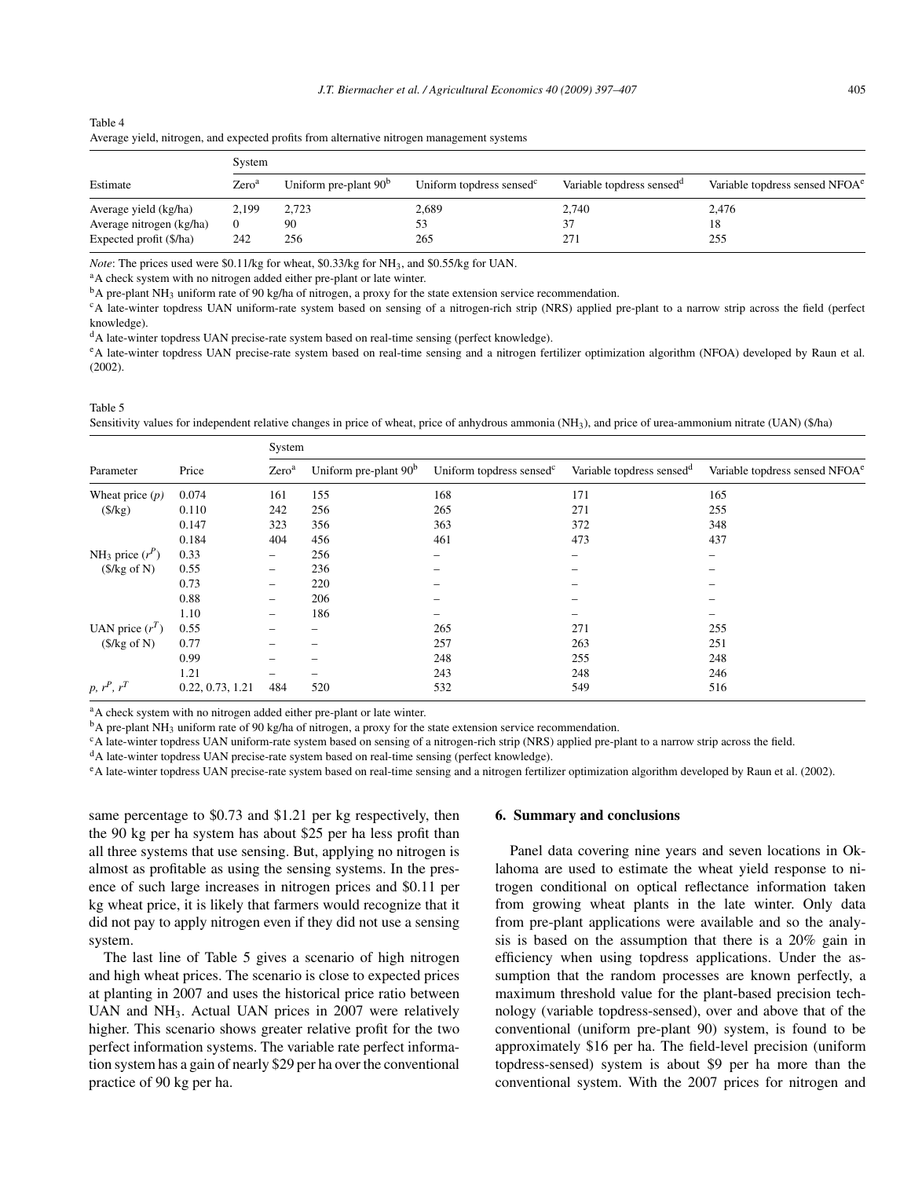Table 4
Average yield, nitrogen, and expected profits from alternative nitrogen management systems

| Estimate | System | | | | |
|---|---|---|---|---|---|
| | Zero[a] | Uniform pre-plant 90[b] | Uniform topdress sensed[c] | Variable topdress sensed[d] | Variable topdress sensed NFOA[e] |
| Average yield (kg/ha) | 2,199 | 2,723 | 2,689 | 2,740 | 2,476 |
| Average nitrogen (kg/ha) | 0 | 90 | 53 | 37 | 18 |
| Expected profit ($/ha) | 242 | 256 | 265 | 271 | 255 |

*Note*: The prices used were \$0.11/kg for wheat, \$0.33/kg for $NH_3$, and \$0.55/kg for UAN.

[a]A check system with no nitrogen added either pre-plant or late winter.

[b]A pre-plant $NH_3$ uniform rate of 90 kg/ha of nitrogen, a proxy for the state extension service recommendation.

[c]A late-winter topdress UAN uniform-rate system based on sensing of a nitrogen-rich strip (NRS) applied pre-plant to a narrow strip across the field (perfect knowledge).

[d]A late-winter topdress UAN precise-rate system based on real-time sensing (perfect knowledge).

[e]A late-winter topdress UAN precise-rate system based on real-time sensing and a nitrogen fertilizer optimization algorithm (NFOA) developed by Raun et al. (2002).

Table 5
Sensitivity values for independent relative changes in price of wheat, price of anhydrous ammonia ($NH_3$), and price of urea-ammonium nitrate (UAN) ($/ha)

| Parameter | Price | System | | | | |
|---|---|---|---|---|---|---|
| | | Zero[a] | Uniform pre-plant 90[b] | Uniform topdress sensed[c] | Variable topdress sensed[d] | Variable topdress sensed NFOA[e] |
| Wheat price ($p$) | 0.074 | 161 | 155 | 168 | 171 | 165 |
| ($/kg) | 0.110 | 242 | 256 | 265 | 271 | 255 |
| | 0.147 | 323 | 356 | 363 | 372 | 348 |
| | 0.184 | 404 | 456 | 461 | 473 | 437 |
| $NH_3$ price ($r^P$) | 0.33 | – | 256 | – | – | – |
| ($/kg of N) | 0.55 | – | 236 | – | – | – |
| | 0.73 | – | 220 | – | – | – |
| | 0.88 | – | 206 | – | – | – |
| | 1.10 | – | 186 | – | – | – |
| UAN price ($r^T$) | 0.55 | – | – | 265 | 271 | 255 |
| ($/kg of N) | 0.77 | – | – | 257 | 263 | 251 |
| | 0.99 | – | – | 248 | 255 | 248 |
| | 1.21 | – | – | 243 | 248 | 246 |
| $p$, $r^P$, $r^T$ | 0.22, 0.73, 1.21 | 484 | 520 | 532 | 549 | 516 |

[a]A check system with no nitrogen added either pre-plant or late winter.

[b]A pre-plant $NH_3$ uniform rate of 90 kg/ha of nitrogen, a proxy for the state extension service recommendation.

[c]A late-winter topdress UAN uniform-rate system based on sensing of a nitrogen-rich strip (NRS) applied pre-plant to a narrow strip across the field.

[d]A late-winter topdress UAN precise-rate system based on real-time sensing (perfect knowledge).

[e]A late-winter topdress UAN precise-rate system based on real-time sensing and a nitrogen fertilizer optimization algorithm developed by Raun et al. (2002).

same percentage to \$0.73 and \$1.21 per kg respectively, then the 90 kg per ha system has about \$25 per ha less profit than all three systems that use sensing. But, applying no nitrogen is almost as profitable as using the sensing systems. In the presence of such large increases in nitrogen prices and \$0.11 per kg wheat price, it is likely that farmers would recognize that it did not pay to apply nitrogen even if they did not use a sensing system.

The last line of Table 5 gives a scenario of high nitrogen and high wheat prices. The scenario is close to expected prices at planting in 2007 and uses the historical price ratio between UAN and $NH_3$. Actual UAN prices in 2007 were relatively higher. This scenario shows greater relative profit for the two perfect information systems. The variable rate perfect information system has a gain of nearly \$29 per ha over the conventional practice of 90 kg per ha.

## 6. Summary and conclusions

Panel data covering nine years and seven locations in Oklahoma are used to estimate the wheat yield response to nitrogen conditional on optical reflectance information taken from growing wheat plants in the late winter. Only data from pre-plant applications were available and so the analysis is based on the assumption that there is a 20% gain in efficiency when using topdress applications. Under the assumption that the random processes are known perfectly, a maximum threshold value for the plant-based precision technology (variable topdress-sensed), over and above that of the conventional (uniform pre-plant 90) system, is found to be approximately \$16 per ha. The field-level precision (uniform topdress-sensed) system is about \$9 per ha more than the conventional system. With the 2007 prices for nitrogen and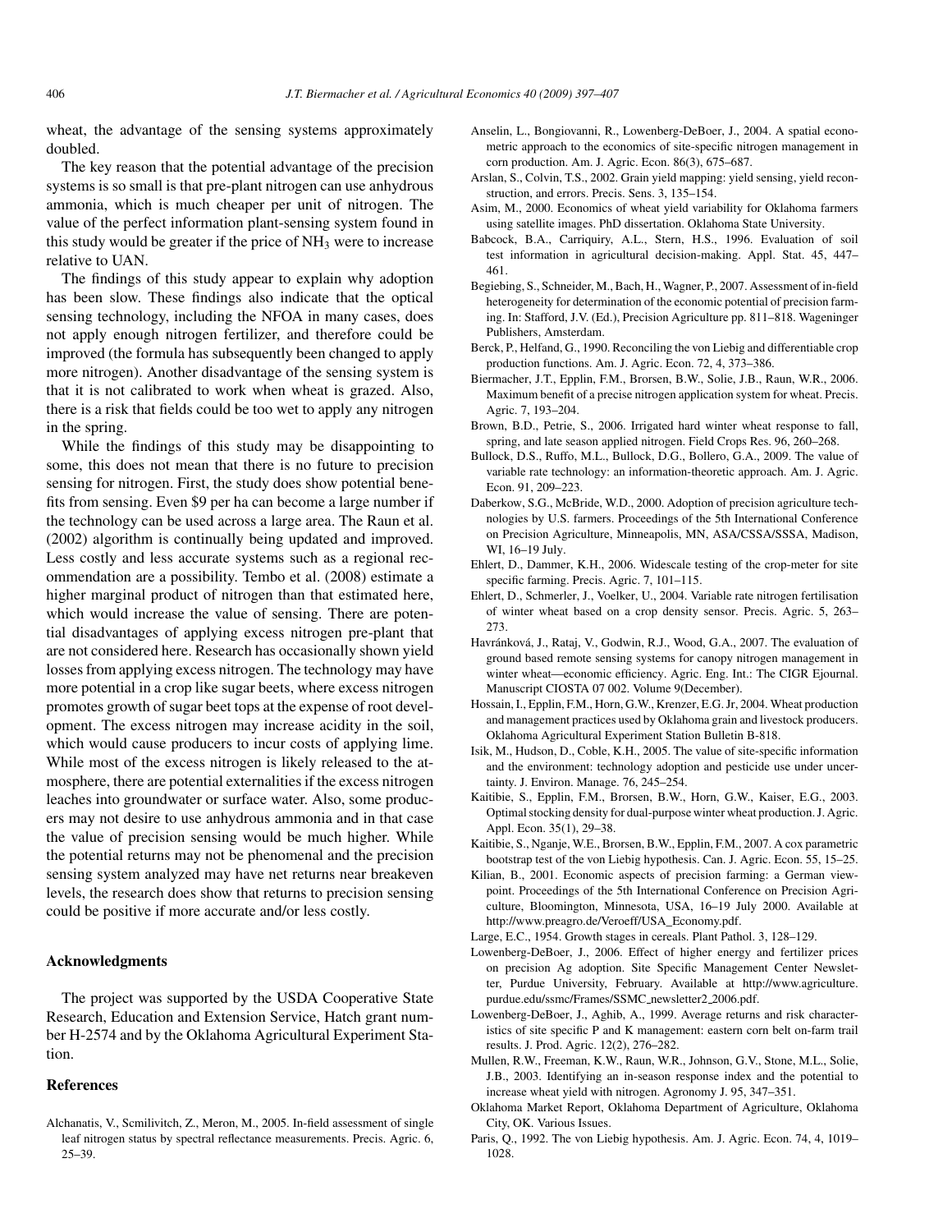wheat, the advantage of the sensing systems approximately doubled.

The key reason that the potential advantage of the precision systems is so small is that pre-plant nitrogen can use anhydrous ammonia, which is much cheaper per unit of nitrogen. The value of the perfect information plant-sensing system found in this study would be greater if the price of $NH_3$ were to increase relative to UAN.

The findings of this study appear to explain why adoption has been slow. These findings also indicate that the optical sensing technology, including the NFOA in many cases, does not apply enough nitrogen fertilizer, and therefore could be improved (the formula has subsequently been changed to apply more nitrogen). Another disadvantage of the sensing system is that it is not calibrated to work when wheat is grazed. Also, there is a risk that fields could be too wet to apply any nitrogen in the spring.

While the findings of this study may be disappointing to some, this does not mean that there is no future to precision sensing for nitrogen. First, the study does show potential benefits from sensing. Even $9 per ha can become a large number if the technology can be used across a large area. The Raun et al. (2002) algorithm is continually being updated and improved. Less costly and less accurate systems such as a regional recommendation are a possibility. Tembo et al. (2008) estimate a higher marginal product of nitrogen than that estimated here, which would increase the value of sensing. There are potential disadvantages of applying excess nitrogen pre-plant that are not considered here. Research has occasionally shown yield losses from applying excess nitrogen. The technology may have more potential in a crop like sugar beets, where excess nitrogen promotes growth of sugar beet tops at the expense of root development. The excess nitrogen may increase acidity in the soil, which would cause producers to incur costs of applying lime. While most of the excess nitrogen is likely released to the atmosphere, there are potential externalities if the excess nitrogen leaches into groundwater or surface water. Also, some producers may not desire to use anhydrous ammonia and in that case the value of precision sensing would be much higher. While the potential returns may not be phenomenal and the precision sensing system analyzed may have net returns near breakeven levels, the research does show that returns to precision sensing could be positive if more accurate and/or less costly.

## Acknowledgments

The project was supported by the USDA Cooperative State Research, Education and Extension Service, Hatch grant number H-2574 and by the Oklahoma Agricultural Experiment Station.

## References

Alchanatis, V., Scmilivitch, Z., Meron, M., 2005. In-field assessment of single leaf nitrogen status by spectral reflectance measurements. Precis. Agric. 6, 25–39.

Anselin, L., Bongiovanni, R., Lowenberg-DeBoer, J., 2004. A spatial econometric approach to the economics of site-specific nitrogen management in corn production. Am. J. Agric. Econ. 86(3), 675–687.

Arslan, S., Colvin, T.S., 2002. Grain yield mapping: yield sensing, yield reconstruction, and errors. Precis. Sens. 3, 135–154.

Asim, M., 2000. Economics of wheat yield variability for Oklahoma farmers using satellite images. PhD dissertation. Oklahoma State University.

Babcock, B.A., Carriquiry, A.L., Stern, H.S., 1996. Evaluation of soil test information in agricultural decision-making. Appl. Stat. 45, 447–461.

Begiebing, S., Schneider, M., Bach, H., Wagner, P., 2007. Assessment of in-field heterogeneity for determination of the economic potential of precision farming. In: Stafford, J.V. (Ed.), Precision Agriculture pp. 811–818. Wageninger Publishers, Amsterdam.

Berck, P., Helfand, G., 1990. Reconciling the von Liebig and differentiable crop production functions. Am. J. Agric. Econ. 72, 4, 373–386.

Biermacher, J.T., Epplin, F.M., Brorsen, B.W., Solie, J.B., Raun, W.R., 2006. Maximum benefit of a precise nitrogen application system for wheat. Precis. Agric. 7, 193–204.

Brown, B.D., Petrie, S., 2006. Irrigated hard winter wheat response to fall, spring, and late season applied nitrogen. Field Crops Res. 96, 260–268.

Bullock, D.S., Ruffo, M.L., Bullock, D.G., Bollero, G.A., 2009. The value of variable rate technology: an information-theoretic approach. Am. J. Agric. Econ. 91, 209–223.

Daberkow, S.G., McBride, W.D., 2000. Adoption of precision agriculture technologies by U.S. farmers. Proceedings of the 5th International Conference on Precision Agriculture, Minneapolis, MN, ASA/CSSA/SSSA, Madison, WI, 16–19 July.

Ehlert, D., Dammer, K.H., 2006. Widescale testing of the crop-meter for site specific farming. Precis. Agric. 7, 101–115.

Ehlert, D., Schmerler, J., Voelker, U., 2004. Variable rate nitrogen fertilisation of winter wheat based on a crop density sensor. Precis. Agric. 5, 263–273.

Havránková, J., Rataj, V., Godwin, R.J., Wood, G.A., 2007. The evaluation of ground based remote sensing systems for canopy nitrogen management in winter wheat—economic efficiency. Agric. Eng. Int.: The CIGR Ejournal. Manuscript CIOSTA 07 002. Volume 9(December).

Hossain, I., Epplin, F.M., Horn, G.W., Krenzer, E.G. Jr, 2004. Wheat production and management practices used by Oklahoma grain and livestock producers. Oklahoma Agricultural Experiment Station Bulletin B-818.

Isik, M., Hudson, D., Coble, K.H., 2005. The value of site-specific information and the environment: technology adoption and pesticide use under uncertainty. J. Environ. Manage. 76, 245–254.

Kaitibie, S., Epplin, F.M., Brorsen, B.W., Horn, G.W., Kaiser, E.G., 2003. Optimal stocking density for dual-purpose winter wheat production. J. Agric. Appl. Econ. 35(1), 29–38.

Kaitibie, S., Nganje, W.E., Brorsen, B.W., Epplin, F.M., 2007. A cox parametric bootstrap test of the von Liebig hypothesis. Can. J. Agric. Econ. 55, 15–25.

Kilian, B., 2001. Economic aspects of precision farming: a German viewpoint. Proceedings of the 5th International Conference on Precision Agriculture, Bloomington, Minnesota, USA, 16–19 July 2000. Available at http://www.preagro.de/Veroeff/USA_Economy.pdf.

Large, E.C., 1954. Growth stages in cereals. Plant Pathol. 3, 128–129.

Lowenberg-DeBoer, J., 2006. Effect of higher energy and fertilizer prices on precision Ag adoption. Site Specific Management Center Newsletter, Purdue University, February. Available at http://www.agriculture.purdue.edu/ssmc/Frames/SSMC_newsletter2_2006.pdf.

Lowenberg-DeBoer, J., Aghib, A., 1999. Average returns and risk characteristics of site specific P and K management: eastern corn belt on-farm trail results. J. Prod. Agric. 12(2), 276–282.

Mullen, R.W., Freeman, K.W., Raun, W.R., Johnson, G.V., Stone, M.L., Solie, J.B., 2003. Identifying an in-season response index and the potential to increase wheat yield with nitrogen. Agronomy J. 95, 347–351.

Oklahoma Market Report, Oklahoma Department of Agriculture, Oklahoma City, OK. Various Issues.

Paris, Q., 1992. The von Liebig hypothesis. Am. J. Agric. Econ. 74, 4, 1019–1028.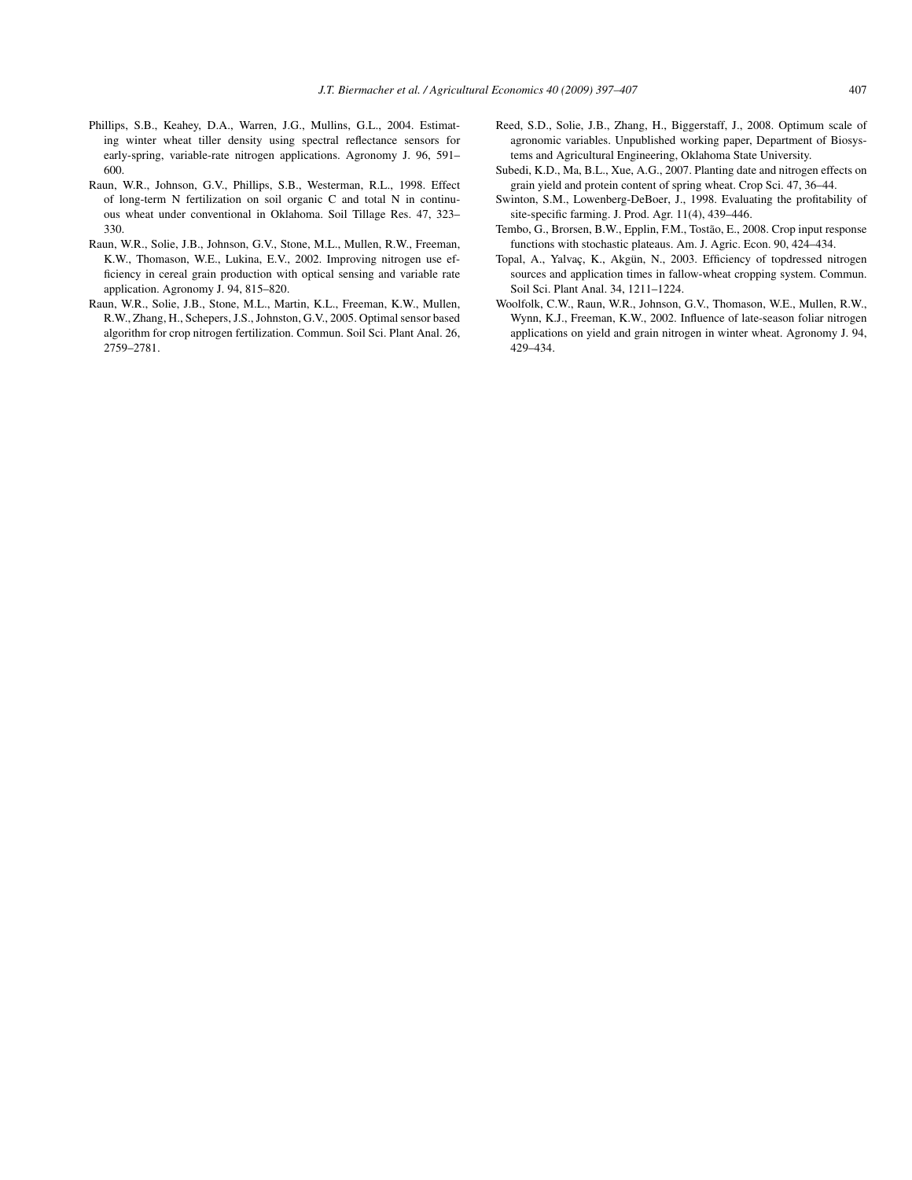Phillips, S.B., Keahey, D.A., Warren, J.G., Mullins, G.L., 2004. Estimating winter wheat tiller density using spectral reflectance sensors for early-spring, variable-rate nitrogen applications. Agronomy J. 96, 591–600.

Raun, W.R., Johnson, G.V., Phillips, S.B., Westerman, R.L., 1998. Effect of long-term N fertilization on soil organic C and total N in continuous wheat under conventional in Oklahoma. Soil Tillage Res. 47, 323–330.

Raun, W.R., Solie, J.B., Johnson, G.V., Stone, M.L., Mullen, R.W., Freeman, K.W., Thomason, W.E., Lukina, E.V., 2002. Improving nitrogen use efficiency in cereal grain production with optical sensing and variable rate application. Agronomy J. 94, 815–820.

Raun, W.R., Solie, J.B., Stone, M.L., Martin, K.L., Freeman, K.W., Mullen, R.W., Zhang, H., Schepers, J.S., Johnston, G.V., 2005. Optimal sensor based algorithm for crop nitrogen fertilization. Commun. Soil Sci. Plant Anal. 26, 2759–2781.

Reed, S.D., Solie, J.B., Zhang, H., Biggerstaff, J., 2008. Optimum scale of agronomic variables. Unpublished working paper, Department of Biosystems and Agricultural Engineering, Oklahoma State University.

Subedi, K.D., Ma, B.L., Xue, A.G., 2007. Planting date and nitrogen effects on grain yield and protein content of spring wheat. Crop Sci. 47, 36–44.

Swinton, S.M., Lowenberg-DeBoer, J., 1998. Evaluating the profitability of site-specific farming. J. Prod. Agr. 11(4), 439–446.

Tembo, G., Brorsen, B.W., Epplin, F.M., Tostão, E., 2008. Crop input response functions with stochastic plateaus. Am. J. Agric. Econ. 90, 424–434.

Topal, A., Yalvaç, K., Akgün, N., 2003. Efficiency of topdressed nitrogen sources and application times in fallow-wheat cropping system. Commun. Soil Sci. Plant Anal. 34, 1211–1224.

Woolfolk, C.W., Raun, W.R., Johnson, G.V., Thomason, W.E., Mullen, R.W., Wynn, K.J., Freeman, K.W., 2002. Influence of late-season foliar nitrogen applications on yield and grain nitrogen in winter wheat. Agronomy J. 94, 429–434.